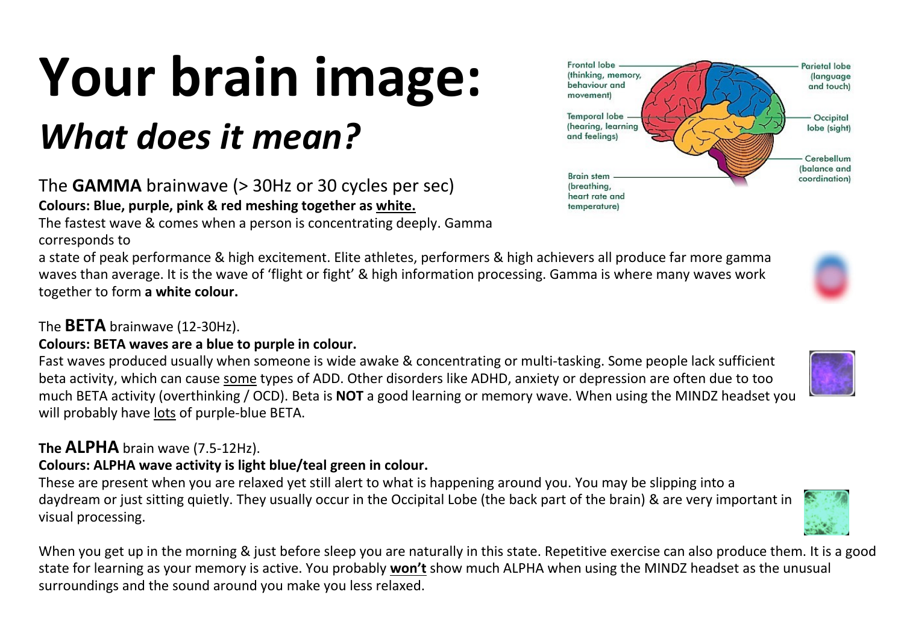# Your brain image:

## *What does it mean?*

Frontal lobe (thinking, memory, behaviour and movement)

Parietal lobe (language and touch)

Temporal lobe (hearing, learning and feelings)

Occipital lobe (sight)

Cerebellum (balance and coordination)

Brain stem (breathing, heart rate and temperature)

The **GAMMA** brainwave (> 30Hz or 30 cycles per sec)

**Colours: Blue, purple, pink & red meshing together as <u>white.</u>**

The fastest wave & comes when a person is concentrating deeply. Gamma corresponds to a state of peak performance & high excitement. Elite athletes, performers & high achievers all produce far more gamma waves than average. It is the wave of 'flight or fight' & high information processing. Gamma is where many waves work together to form **a white colour.**

The **BETA** brainwave (12-30Hz).

**Colours: BETA waves are a blue to purple in colour.**

Fast waves produced usually when someone is wide awake & concentrating or multi-tasking. Some people lack sufficient beta activity, which can cause <u>some</u> types of ADD. Other disorders like ADHD, anxiety or depression are often due to too much BETA activity (overthinking / OCD). Beta is **NOT** a good learning or memory wave. When using the MINDZ headset you will probably have <u>lots</u> of purple-blue BETA.

**The ALPHA** brain wave (7.5-12Hz).

**Colours: ALPHA wave activity is light blue/teal green in colour.**

These are present when you are relaxed yet still alert to what is happening around you. You may be slipping into a daydream or just sitting quietly. They usually occur in the Occipital Lobe (the back part of the brain) & are very important in visual processing.

When you get up in the morning & just before sleep you are naturally in this state. Repetitive exercise can also produce them. It is a good state for learning as your memory is active. You probably <u>**won't**</u> show much ALPHA when using the MINDZ headset as the unusual surroundings and the sound around you make you less relaxed.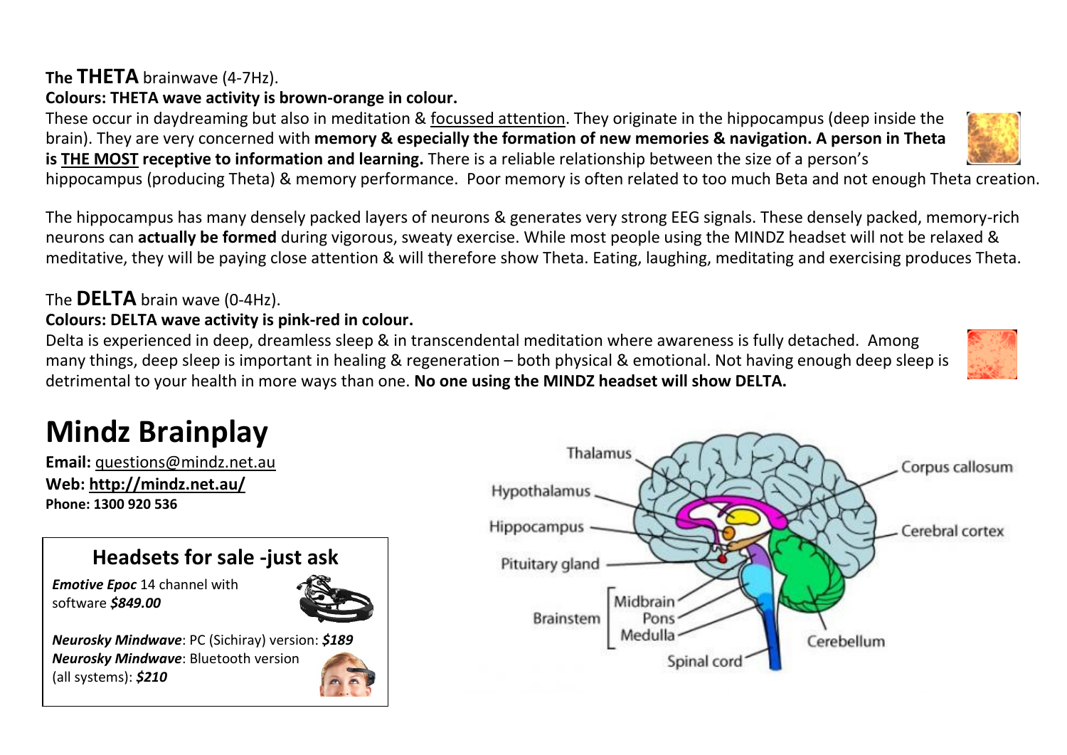**The THETA brainwave (4-7Hz).**

**Colours: THETA wave activity is brown-orange in colour.**

These occur in daydreaming but also in meditation & focussed attention. They originate in the hippocampus (deep inside the brain). They are very concerned with **memory & especially the formation of new memories & navigation. A person in Theta is THE MOST receptive to information and learning.** There is a reliable relationship between the size of a person's hippocampus (producing Theta) & memory performance. Poor memory is often related to too much Beta and not enough Theta creation.

The hippocampus has many densely packed layers of neurons & generates very strong EEG signals. These densely packed, memory-rich neurons can **actually be formed** during vigorous, sweaty exercise. While most people using the MINDZ headset will not be relaxed & meditative, they will be paying close attention & will therefore show Theta. Eating, laughing, meditating and exercising produces Theta.

The **DELTA** brain wave (0-4Hz).

**Colours: DELTA wave activity is pink-red in colour.**

Delta is experienced in deep, dreamless sleep & in transcendental meditation where awareness is fully detached. Among many things, deep sleep is important in healing & regeneration – both physical & emotional. Not having enough deep sleep is detrimental to your health in more ways than one. **No one using the MINDZ headset will show DELTA.**

# Mindz Brainplay

**Email:** questions@mindz.net.au
**Web: http://mindz.net.au/**
**Phone: 1300 920 536**

## Headsets for sale -just ask

***Emotive Epoc*** 14 channel with software ***$849.00***

***Neurosky Mindwave***: PC (Sichiray) version: ***$189***
***Neurosky Mindwave***: Bluetooth version (all systems): ***$210***

Thalamus
Hypothalamus
Hippocampus
Pituitary gland
Brainstem
Midbrain
Pons
Medulla
Spinal cord
Cerebellum
Corpus callosum
Cerebral cortex